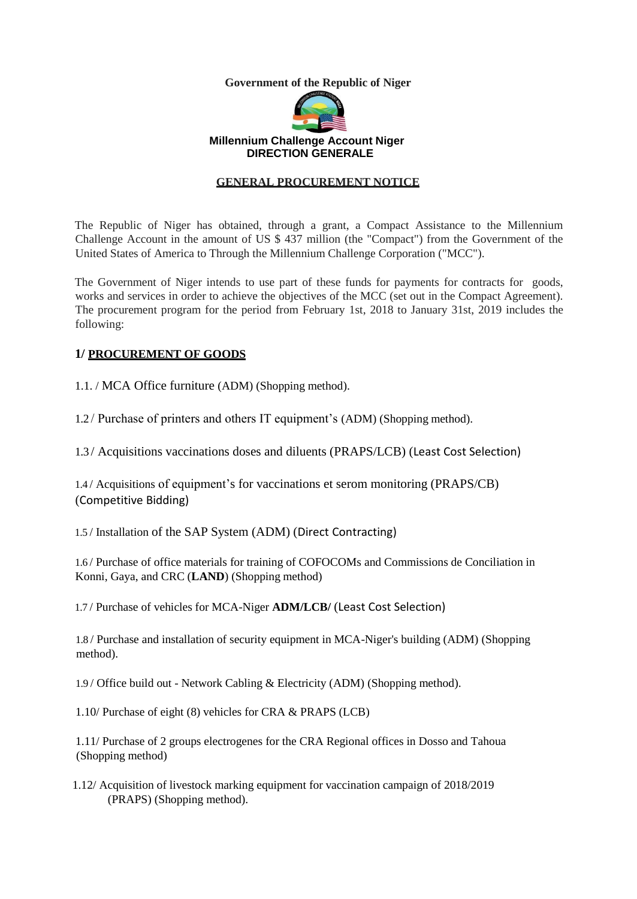**Government of the Republic of Niger**

**Millennium Challenge Account Niger**
**DIRECTION GENERALE**

# GENERAL PROCUREMENT NOTICE

The Republic of Niger has obtained, through a grant, a Compact Assistance to the Millennium Challenge Account in the amount of US $ 437 million (the "Compact") from the Government of the United States of America to Through the Millennium Challenge Corporation ("MCC").

The Government of Niger intends to use part of these funds for payments for contracts for goods, works and services in order to achieve the objectives of the MCC (set out in the Compact Agreement). The procurement program for the period from February 1st, 2018 to January 31st, 2019 includes the following:

## 1/ PROCUREMENT OF GOODS

1.1. / MCA Office furniture (ADM) (Shopping method).

1.2 / Purchase of printers and others IT equipment's (ADM) (Shopping method).

1.3 / Acquisitions vaccinations doses and diluents (PRAPS/LCB) (Least Cost Selection)

1.4 / Acquisitions of equipment's for vaccinations et serom monitoring (PRAPS/CB) (Competitive Bidding)

1.5 / Installation of the SAP System (ADM) (Direct Contracting)

1.6 / Purchase of office materials for training of COFOCOMs and Commissions de Conciliation in Konni, Gaya, and CRC (**LAND**) (Shopping method)

1.7 / Purchase of vehicles for MCA-Niger **ADM/LCB/** (Least Cost Selection)

1.8 / Purchase and installation of security equipment in MCA-Niger's building (ADM) (Shopping method).

1.9 / Office build out - Network Cabling & Electricity (ADM) (Shopping method).

1.10/ Purchase of eight (8) vehicles for CRA & PRAPS (LCB)

1.11/ Purchase of 2 groups electrogenes for the CRA Regional offices in Dosso and Tahoua (Shopping method)

1.12/ Acquisition of livestock marking equipment for vaccination campaign of 2018/2019 (PRAPS) (Shopping method).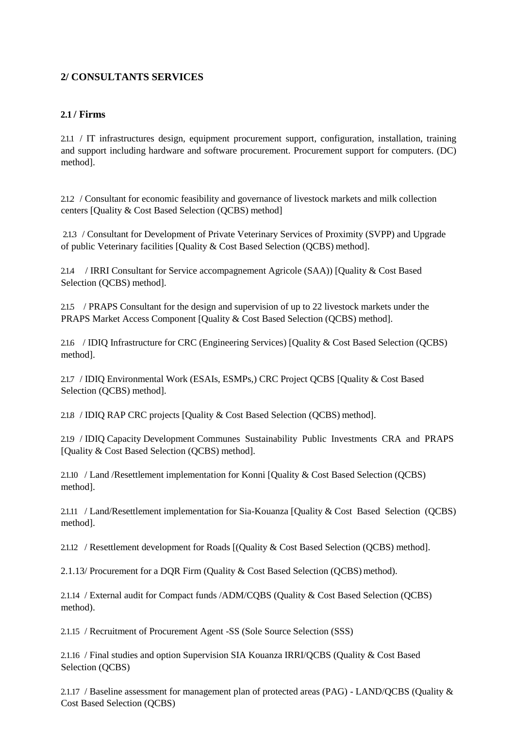## 2/ CONSULTANTS SERVICES

### 2.1 / Firms

2.1.1 / IT infrastructures design, equipment procurement support, configuration, installation, training and support including hardware and software procurement. Procurement support for computers. (DC) method].

2.1.2 / Consultant for economic feasibility and governance of livestock markets and milk collection centers [Quality & Cost Based Selection (QCBS) method]

2.1.3 / Consultant for Development of Private Veterinary Services of Proximity (SVPP) and Upgrade of public Veterinary facilities [Quality & Cost Based Selection (QCBS) method].

2.1.4 / IRRI Consultant for Service accompagnement Agricole (SAA)) [Quality & Cost Based Selection (QCBS) method].

2.1.5 / PRAPS Consultant for the design and supervision of up to 22 livestock markets under the PRAPS Market Access Component [Quality & Cost Based Selection (QCBS) method].

2.1.6 / IDIQ Infrastructure for CRC (Engineering Services) [Quality & Cost Based Selection (QCBS) method].

2.1.7 / IDIQ Environmental Work (ESAIs, ESMPs,) CRC Project QCBS [Quality & Cost Based Selection (QCBS) method].

2.1.8 / IDIQ RAP CRC projects [Quality & Cost Based Selection (QCBS) method].

2.1.9 / IDIQ Capacity Development Communes Sustainability Public Investments CRA and PRAPS [Quality & Cost Based Selection (QCBS) method].

2.1.10 / Land /Resettlement implementation for Konni [Quality & Cost Based Selection (QCBS) method].

2.1.11 / Land/Resettlement implementation for Sia-Kouanza [Quality & Cost Based Selection (QCBS) method].

2.1.12 / Resettlement development for Roads [(Quality & Cost Based Selection (QCBS) method].

2.1.13/ Procurement for a DQR Firm (Quality & Cost Based Selection (QCBS) method).

2.1.14 / External audit for Compact funds /ADM/CQBS (Quality & Cost Based Selection (QCBS) method).

2.1.15 / Recruitment of Procurement Agent -SS (Sole Source Selection (SSS)

2.1.16 / Final studies and option Supervision SIA Kouanza IRRI/QCBS (Quality & Cost Based Selection (QCBS)

2.1.17 / Baseline assessment for management plan of protected areas (PAG) - LAND/QCBS (Quality & Cost Based Selection (QCBS)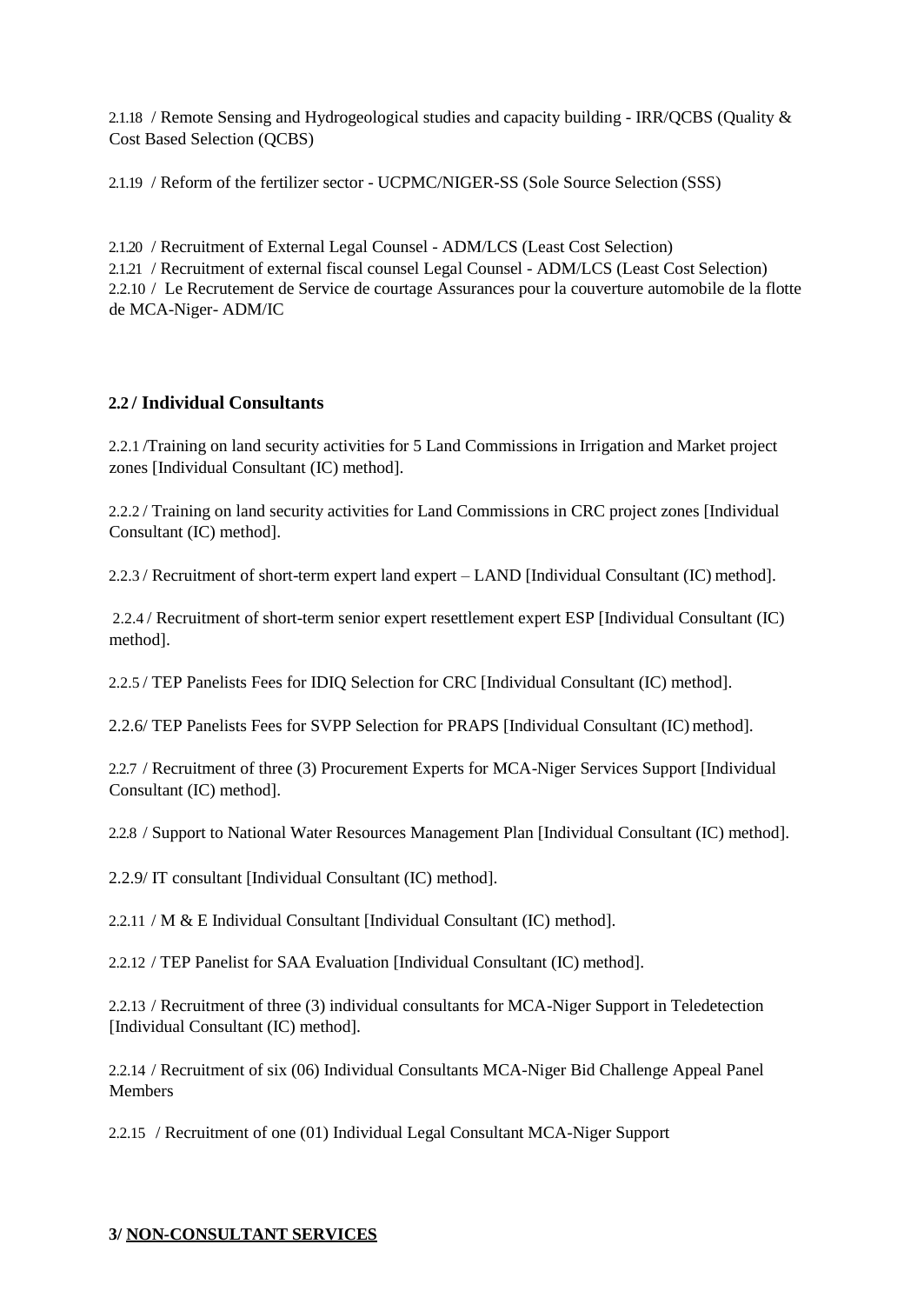2.1.18 / Remote Sensing and Hydrogeological studies and capacity building - IRR/QCBS (Quality & Cost Based Selection (QCBS)

2.1.19 / Reform of the fertilizer sector - UCPMC/NIGER-SS (Sole Source Selection (SSS)

2.1.20 / Recruitment of External Legal Counsel - ADM/LCS (Least Cost Selection)
2.1.21 / Recruitment of external fiscal counsel Legal Counsel - ADM/LCS (Least Cost Selection)
2.2.10 / Le Recrutement de Service de courtage Assurances pour la couverture automobile de la flotte de MCA-Niger- ADM/IC

## 2.2 / Individual Consultants

2.2.1 /Training on land security activities for 5 Land Commissions in Irrigation and Market project zones [Individual Consultant (IC) method].

2.2.2 / Training on land security activities for Land Commissions in CRC project zones [Individual Consultant (IC) method].

2.2.3 / Recruitment of short-term expert land expert – LAND [Individual Consultant (IC) method].

2.2.4 / Recruitment of short-term senior expert resettlement expert ESP [Individual Consultant (IC) method].

2.2.5 / TEP Panelists Fees for IDIQ Selection for CRC [Individual Consultant (IC) method].

2.2.6/ TEP Panelists Fees for SVPP Selection for PRAPS [Individual Consultant (IC) method].

2.2.7 / Recruitment of three (3) Procurement Experts for MCA-Niger Services Support [Individual Consultant (IC) method].

2.2.8 / Support to National Water Resources Management Plan [Individual Consultant (IC) method].

2.2.9/ IT consultant [Individual Consultant (IC) method].

2.2.11 / M & E Individual Consultant [Individual Consultant (IC) method].

2.2.12 / TEP Panelist for SAA Evaluation [Individual Consultant (IC) method].

2.2.13 / Recruitment of three (3) individual consultants for MCA-Niger Support in Teledetection [Individual Consultant (IC) method].

2.2.14 / Recruitment of six (06) Individual Consultants MCA-Niger Bid Challenge Appeal Panel Members

2.2.15 / Recruitment of one (01) Individual Legal Consultant MCA-Niger Support

## 3/ NON-CONSULTANT SERVICES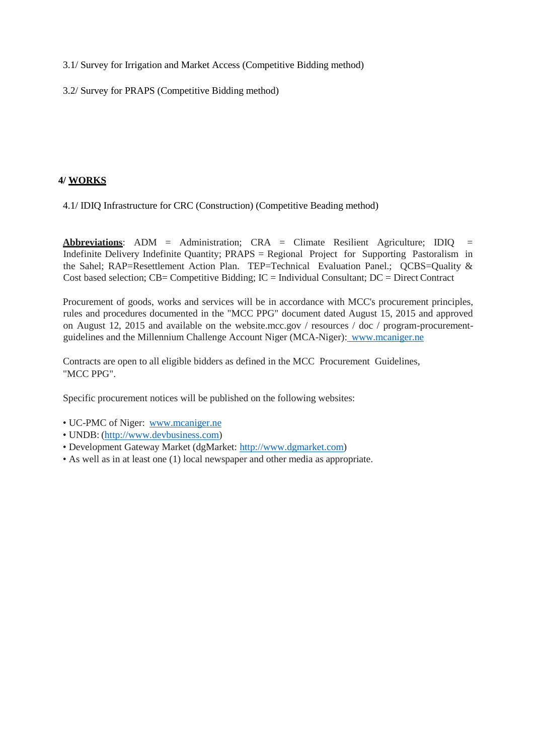3.1/ Survey for Irrigation and Market Access (Competitive Bidding method)

3.2/ Survey for PRAPS (Competitive Bidding method)

## 4/ WORKS

4.1/ IDIQ Infrastructure for CRC (Construction) (Competitive Beading method)

**Abbreviations**: ADM = Administration; CRA = Climate Resilient Agriculture; IDIQ = Indefinite Delivery Indefinite Quantity; PRAPS = Regional Project for Supporting Pastoralism in the Sahel; RAP=Resettlement Action Plan. TEP=Technical Evaluation Panel.; QCBS=Quality & Cost based selection; CB= Competitive Bidding; IC = Individual Consultant; DC = Direct Contract

Procurement of goods, works and services will be in accordance with MCC's procurement principles, rules and procedures documented in the "MCC PPG" document dated August 15, 2015 and approved on August 12, 2015 and available on the website.mcc.gov / resources / doc / program-procurement-guidelines and the Millennium Challenge Account Niger (MCA-Niger): www.mcaniger.ne

Contracts are open to all eligible bidders as defined in the MCC Procurement Guidelines, "MCC PPG".

Specific procurement notices will be published on the following websites:

- UC-PMC of Niger: www.mcaniger.ne
- UNDB: (http://www.devbusiness.com)
- Development Gateway Market (dgMarket: http://www.dgmarket.com)
- As well as in at least one (1) local newspaper and other media as appropriate.